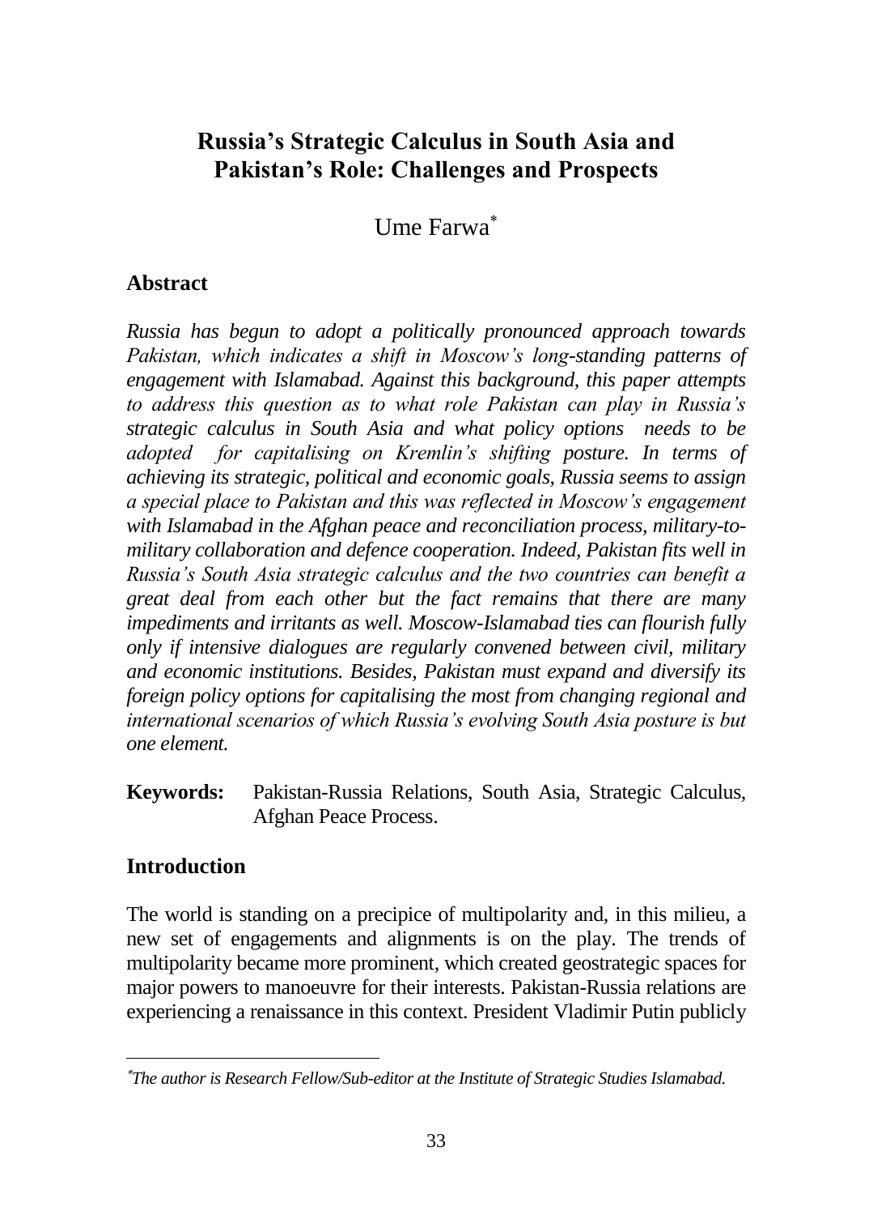# Russia's Strategic Calculus in South Asia and Pakistan's Role: Challenges and Prospects

Ume Farwa[*]

## Abstract

*Russia has begun to adopt a politically pronounced approach towards Pakistan, which indicates a shift in Moscow's long-standing patterns of engagement with Islamabad. Against this background, this paper attempts to address this question as to what role Pakistan can play in Russia's strategic calculus in South Asia and what policy options needs to be adopted for capitalising on Kremlin's shifting posture. In terms of achieving its strategic, political and economic goals, Russia seems to assign a special place to Pakistan and this was reflected in Moscow's engagement with Islamabad in the Afghan peace and reconciliation process, military-to-military collaboration and defence cooperation. Indeed, Pakistan fits well in Russia's South Asia strategic calculus and the two countries can benefit a great deal from each other but the fact remains that there are many impediments and irritants as well. Moscow-Islamabad ties can flourish fully only if intensive dialogues are regularly convened between civil, military and economic institutions. Besides, Pakistan must expand and diversify its foreign policy options for capitalising the most from changing regional and international scenarios of which Russia's evolving South Asia posture is but one element.*

**Keywords:** Pakistan-Russia Relations, South Asia, Strategic Calculus, Afghan Peace Process.

## Introduction

The world is standing on a precipice of multipolarity and, in this milieu, a new set of engagements and alignments is on the play. The trends of multipolarity became more prominent, which created geostrategic spaces for major powers to manoeuvre for their interests. Pakistan-Russia relations are experiencing a renaissance in this context. President Vladimir Putin publicly

---

[*] *The author is Research Fellow/Sub-editor at the Institute of Strategic Studies Islamabad.*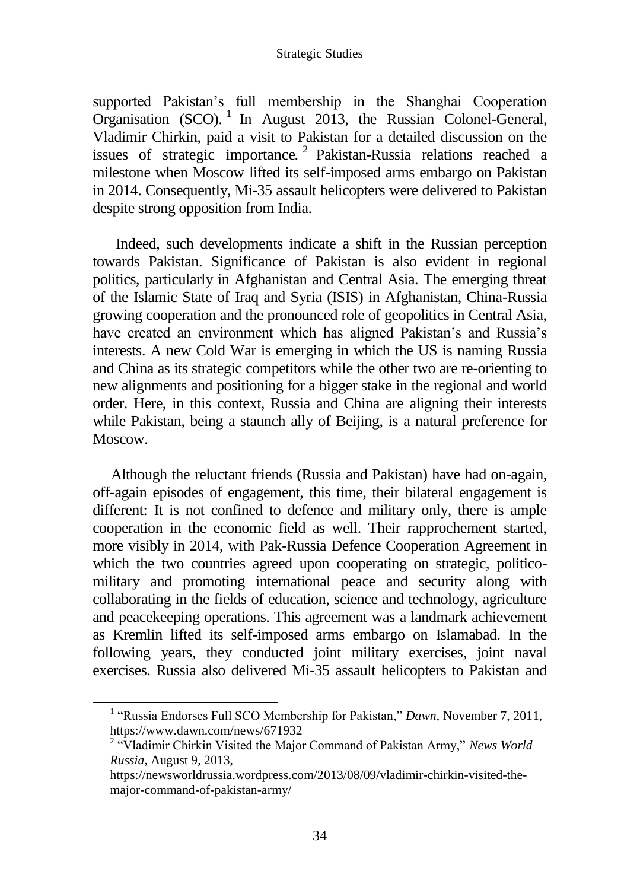supported Pakistan's full membership in the Shanghai Cooperation Organisation (SCO).[1] In August 2013, the Russian Colonel-General, Vladimir Chirkin, paid a visit to Pakistan for a detailed discussion on the issues of strategic importance.[2] Pakistan-Russia relations reached a milestone when Moscow lifted its self-imposed arms embargo on Pakistan in 2014. Consequently, Mi-35 assault helicopters were delivered to Pakistan despite strong opposition from India.

Indeed, such developments indicate a shift in the Russian perception towards Pakistan. Significance of Pakistan is also evident in regional politics, particularly in Afghanistan and Central Asia. The emerging threat of the Islamic State of Iraq and Syria (ISIS) in Afghanistan, China-Russia growing cooperation and the pronounced role of geopolitics in Central Asia, have created an environment which has aligned Pakistan's and Russia's interests. A new Cold War is emerging in which the US is naming Russia and China as its strategic competitors while the other two are re-orienting to new alignments and positioning for a bigger stake in the regional and world order. Here, in this context, Russia and China are aligning their interests while Pakistan, being a staunch ally of Beijing, is a natural preference for Moscow.

Although the reluctant friends (Russia and Pakistan) have had on-again, off-again episodes of engagement, this time, their bilateral engagement is different: It is not confined to defence and military only, there is ample cooperation in the economic field as well. Their rapprochement started, more visibly in 2014, with Pak-Russia Defence Cooperation Agreement in which the two countries agreed upon cooperating on strategic, politico-military and promoting international peace and security along with collaborating in the fields of education, science and technology, agriculture and peacekeeping operations. This agreement was a landmark achievement as Kremlin lifted its self-imposed arms embargo on Islamabad. In the following years, they conducted joint military exercises, joint naval exercises. Russia also delivered Mi-35 assault helicopters to Pakistan and

---

[1] "Russia Endorses Full SCO Membership for Pakistan," *Dawn*, November 7, 2011, https://www.dawn.com/news/671932

[2] "Vladimir Chirkin Visited the Major Command of Pakistan Army," *News World Russia*, August 9, 2013, https://newsworldrussia.wordpress.com/2013/08/09/vladimir-chirkin-visited-the-major-command-of-pakistan-army/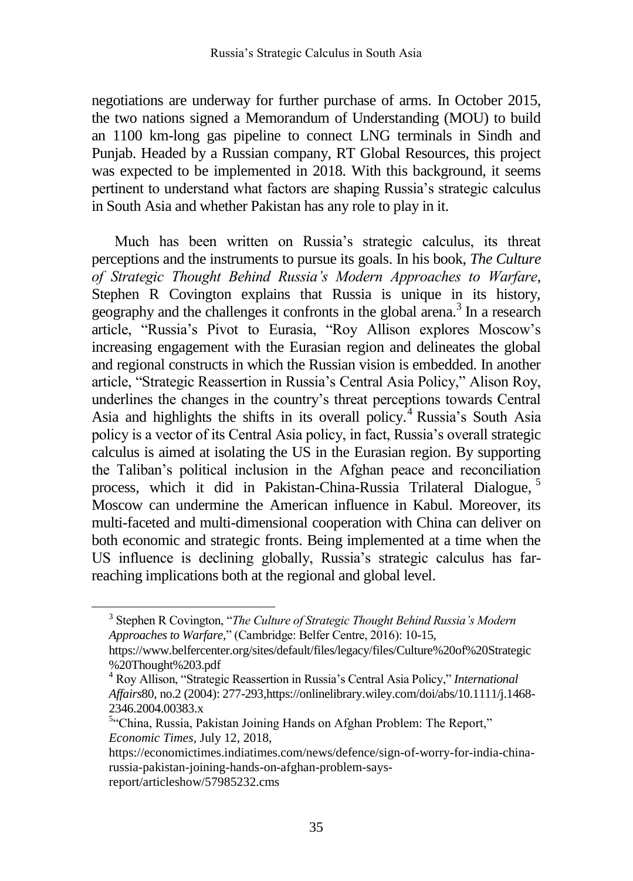negotiations are underway for further purchase of arms. In October 2015, the two nations signed a Memorandum of Understanding (MOU) to build an 1100 km-long gas pipeline to connect LNG terminals in Sindh and Punjab. Headed by a Russian company, RT Global Resources, this project was expected to be implemented in 2018. With this background, it seems pertinent to understand what factors are shaping Russia's strategic calculus in South Asia and whether Pakistan has any role to play in it.

Much has been written on Russia's strategic calculus, its threat perceptions and the instruments to pursue its goals. In his book, *The Culture of Strategic Thought Behind Russia's Modern Approaches to Warfare*, Stephen R Covington explains that Russia is unique in its history, geography and the challenges it confronts in the global arena.[3] In a research article, "Russia's Pivot to Eurasia, "Roy Allison explores Moscow's increasing engagement with the Eurasian region and delineates the global and regional constructs in which the Russian vision is embedded. In another article, "Strategic Reassertion in Russia's Central Asia Policy," Alison Roy, underlines the changes in the country's threat perceptions towards Central Asia and highlights the shifts in its overall policy.[4] Russia's South Asia policy is a vector of its Central Asia policy, in fact, Russia's overall strategic calculus is aimed at isolating the US in the Eurasian region. By supporting the Taliban's political inclusion in the Afghan peace and reconciliation process, which it did in Pakistan-China-Russia Trilateral Dialogue, [5] Moscow can undermine the American influence in Kabul. Moreover, its multi-faceted and multi-dimensional cooperation with China can deliver on both economic and strategic fronts. Being implemented at a time when the US influence is declining globally, Russia's strategic calculus has far-reaching implications both at the regional and global level.

---

[3] Stephen R Covington, "*The Culture of Strategic Thought Behind Russia's Modern Approaches to Warfare*," (Cambridge: Belfer Centre, 2016): 10-15, https://www.belfercenter.org/sites/default/files/legacy/files/Culture%20of%20Strategic%20Thought%203.pdf

[4] Roy Allison, "Strategic Reassertion in Russia's Central Asia Policy," *International Affairs*80, no.2 (2004): 277-293,https://onlinelibrary.wiley.com/doi/abs/10.1111/j.1468-2346.2004.00383.x

[5] "China, Russia, Pakistan Joining Hands on Afghan Problem: The Report," *Economic Times*, July 12, 2018, https://economictimes.indiatimes.com/news/defence/sign-of-worry-for-india-china-russia-pakistan-joining-hands-on-afghan-problem-says-report/articleshow/57985232.cms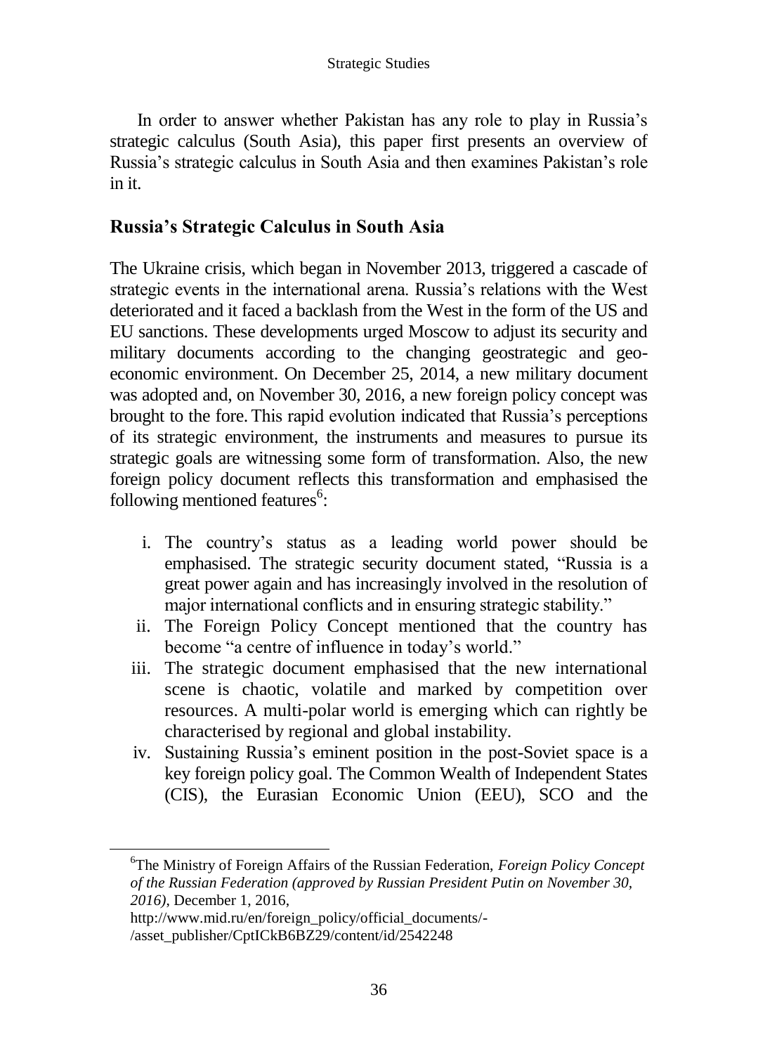In order to answer whether Pakistan has any role to play in Russia's strategic calculus (South Asia), this paper first presents an overview of Russia's strategic calculus in South Asia and then examines Pakistan's role in it.

## Russia's Strategic Calculus in South Asia

The Ukraine crisis, which began in November 2013, triggered a cascade of strategic events in the international arena. Russia's relations with the West deteriorated and it faced a backlash from the West in the form of the US and EU sanctions. These developments urged Moscow to adjust its security and military documents according to the changing geostrategic and geo-economic environment. On December 25, 2014, a new military document was adopted and, on November 30, 2016, a new foreign policy concept was brought to the fore. This rapid evolution indicated that Russia's perceptions of its strategic environment, the instruments and measures to pursue its strategic goals are witnessing some form of transformation. Also, the new foreign policy document reflects this transformation and emphasised the following mentioned features[6]:

i. The country's status as a leading world power should be emphasised. The strategic security document stated, "Russia is a great power again and has increasingly involved in the resolution of major international conflicts and in ensuring strategic stability."
ii. The Foreign Policy Concept mentioned that the country has become "a centre of influence in today's world."
iii. The strategic document emphasised that the new international scene is chaotic, volatile and marked by competition over resources. A multi-polar world is emerging which can rightly be characterised by regional and global instability.
iv. Sustaining Russia's eminent position in the post-Soviet space is a key foreign policy goal. The Common Wealth of Independent States (CIS), the Eurasian Economic Union (EEU), SCO and the

---

[6]The Ministry of Foreign Affairs of the Russian Federation, *Foreign Policy Concept of the Russian Federation (approved by Russian President Putin on November 30, 2016)*, December 1, 2016,
http://www.mid.ru/en/foreign_policy/official_documents/-/asset_publisher/CptICkB6BZ29/content/id/2542248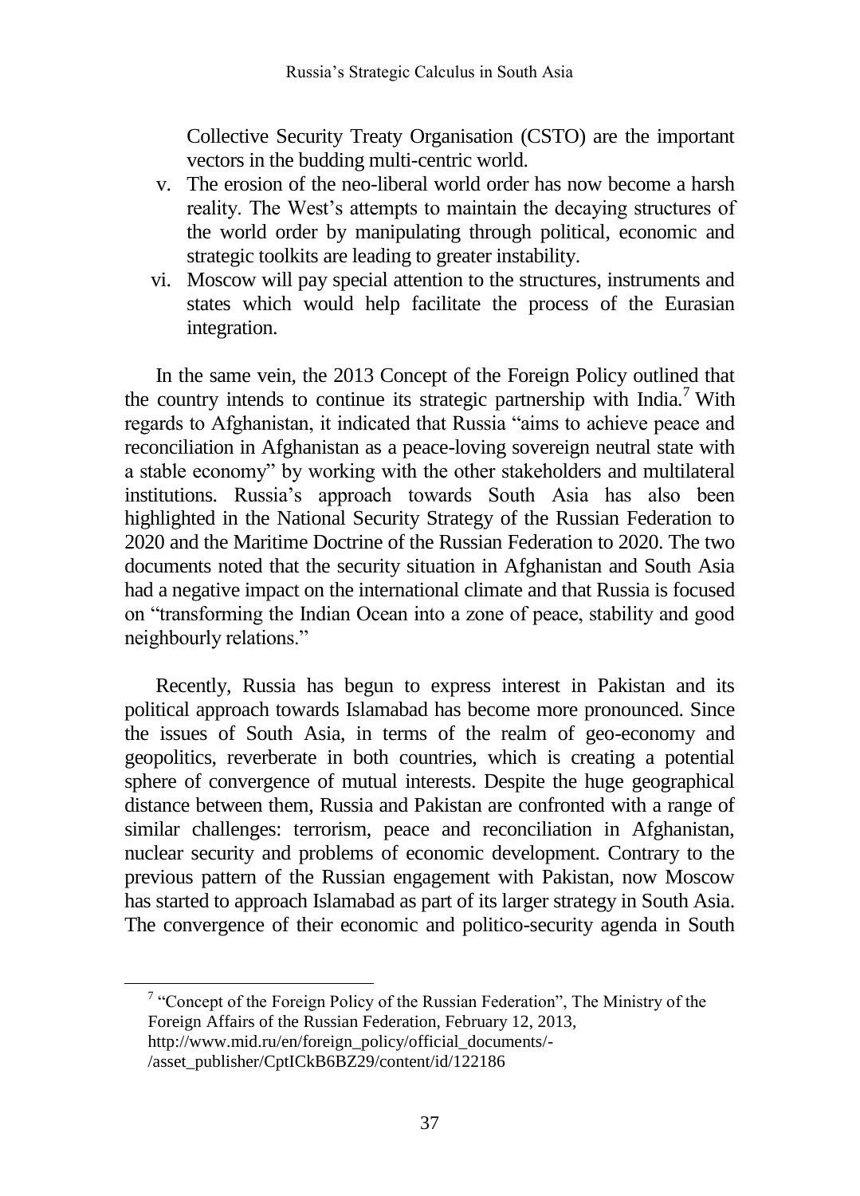Collective Security Treaty Organisation (CSTO) are the important vectors in the budding multi-centric world.

v. The erosion of the neo-liberal world order has now become a harsh reality. The West's attempts to maintain the decaying structures of the world order by manipulating through political, economic and strategic toolkits are leading to greater instability.

vi. Moscow will pay special attention to the structures, instruments and states which would help facilitate the process of the Eurasian integration.

In the same vein, the 2013 Concept of the Foreign Policy outlined that the country intends to continue its strategic partnership with India.[7] With regards to Afghanistan, it indicated that Russia "aims to achieve peace and reconciliation in Afghanistan as a peace-loving sovereign neutral state with a stable economy" by working with the other stakeholders and multilateral institutions. Russia's approach towards South Asia has also been highlighted in the National Security Strategy of the Russian Federation to 2020 and the Maritime Doctrine of the Russian Federation to 2020. The two documents noted that the security situation in Afghanistan and South Asia had a negative impact on the international climate and that Russia is focused on "transforming the Indian Ocean into a zone of peace, stability and good neighbourly relations."

Recently, Russia has begun to express interest in Pakistan and its political approach towards Islamabad has become more pronounced. Since the issues of South Asia, in terms of the realm of geo-economy and geopolitics, reverberate in both countries, which is creating a potential sphere of convergence of mutual interests. Despite the huge geographical distance between them, Russia and Pakistan are confronted with a range of similar challenges: terrorism, peace and reconciliation in Afghanistan, nuclear security and problems of economic development. Contrary to the previous pattern of the Russian engagement with Pakistan, now Moscow has started to approach Islamabad as part of its larger strategy in South Asia. The convergence of their economic and politico-security agenda in South

---

[7] "Concept of the Foreign Policy of the Russian Federation", The Ministry of the Foreign Affairs of the Russian Federation, February 12, 2013, http://www.mid.ru/en/foreign_policy/official_documents/-/asset_publisher/CptICkB6BZ29/content/id/122186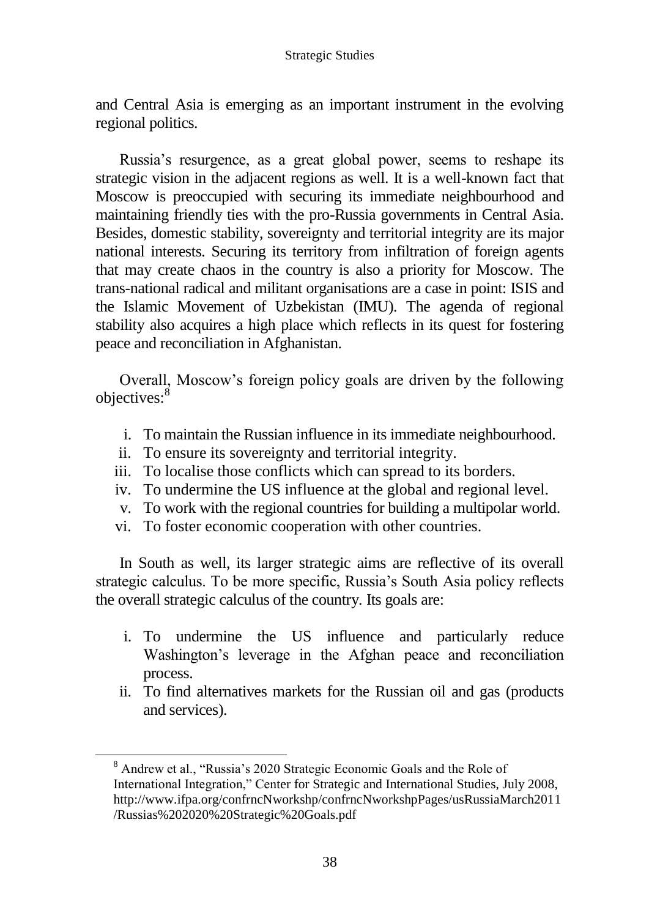and Central Asia is emerging as an important instrument in the evolving regional politics.

Russia's resurgence, as a great global power, seems to reshape its strategic vision in the adjacent regions as well. It is a well-known fact that Moscow is preoccupied with securing its immediate neighbourhood and maintaining friendly ties with the pro-Russia governments in Central Asia. Besides, domestic stability, sovereignty and territorial integrity are its major national interests. Securing its territory from infiltration of foreign agents that may create chaos in the country is also a priority for Moscow. The trans-national radical and militant organisations are a case in point: ISIS and the Islamic Movement of Uzbekistan (IMU). The agenda of regional stability also acquires a high place which reflects in its quest for fostering peace and reconciliation in Afghanistan.

Overall, Moscow's foreign policy goals are driven by the following objectives:[8]

i. To maintain the Russian influence in its immediate neighbourhood.
ii. To ensure its sovereignty and territorial integrity.
iii. To localise those conflicts which can spread to its borders.
iv. To undermine the US influence at the global and regional level.
v. To work with the regional countries for building a multipolar world.
vi. To foster economic cooperation with other countries.

In South as well, its larger strategic aims are reflective of its overall strategic calculus. To be more specific, Russia's South Asia policy reflects the overall strategic calculus of the country. Its goals are:

i. To undermine the US influence and particularly reduce Washington's leverage in the Afghan peace and reconciliation process.
ii. To find alternatives markets for the Russian oil and gas (products and services).

---

[8] Andrew et al., "Russia's 2020 Strategic Economic Goals and the Role of International Integration," Center for Strategic and International Studies, July 2008, http://www.ifpa.org/confrncNworkshp/confrncNworkshpPages/usRussiaMarch2011/Russias%202020%20Strategic%20Goals.pdf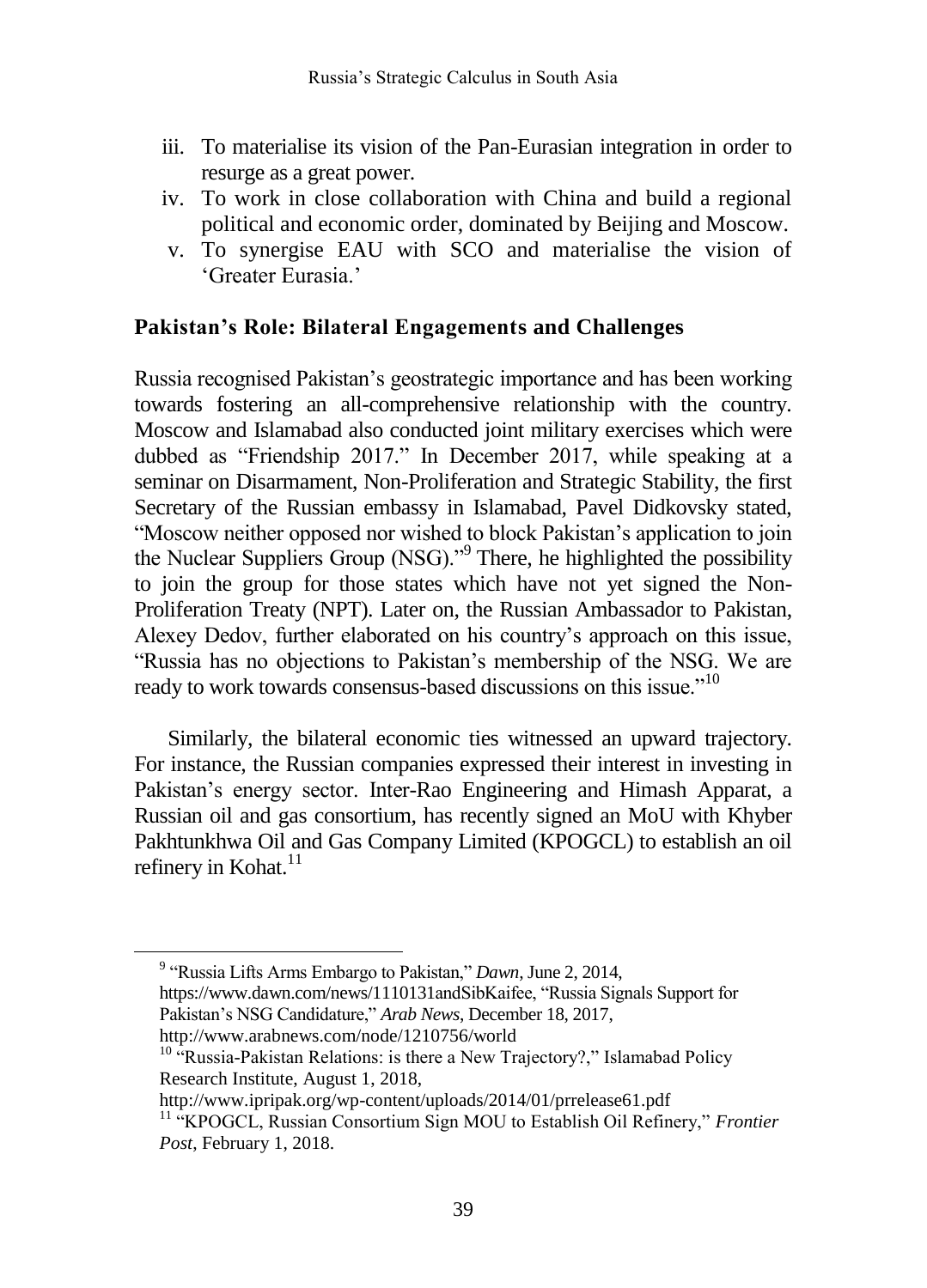iii. To materialise its vision of the Pan-Eurasian integration in order to resurge as a great power.
iv. To work in close collaboration with China and build a regional political and economic order, dominated by Beijing and Moscow.
v. To synergise EAU with SCO and materialise the vision of 'Greater Eurasia.'

## Pakistan's Role: Bilateral Engagements and Challenges

Russia recognised Pakistan's geostrategic importance and has been working towards fostering an all-comprehensive relationship with the country. Moscow and Islamabad also conducted joint military exercises which were dubbed as "Friendship 2017." In December 2017, while speaking at a seminar on Disarmament, Non-Proliferation and Strategic Stability, the first Secretary of the Russian embassy in Islamabad, Pavel Didkovsky stated, "Moscow neither opposed nor wished to block Pakistan's application to join the Nuclear Suppliers Group (NSG)."[9] There, he highlighted the possibility to join the group for those states which have not yet signed the Non-Proliferation Treaty (NPT). Later on, the Russian Ambassador to Pakistan, Alexey Dedov, further elaborated on his country's approach on this issue, "Russia has no objections to Pakistan's membership of the NSG. We are ready to work towards consensus-based discussions on this issue."[10]

Similarly, the bilateral economic ties witnessed an upward trajectory. For instance, the Russian companies expressed their interest in investing in Pakistan's energy sector. Inter-Rao Engineering and Himash Apparat, a Russian oil and gas consortium, has recently signed an MoU with Khyber Pakhtunkhwa Oil and Gas Company Limited (KPOGCL) to establish an oil refinery in Kohat.[11]

---

[9] "Russia Lifts Arms Embargo to Pakistan," *Dawn*, June 2, 2014, https://www.dawn.com/news/1110131andSibKaifee, "Russia Signals Support for Pakistan's NSG Candidature," *Arab News*, December 18, 2017, http://www.arabnews.com/node/1210756/world

[10] "Russia-Pakistan Relations: is there a New Trajectory?," Islamabad Policy Research Institute, August 1, 2018, http://www.ipripak.org/wp-content/uploads/2014/01/prrelease61.pdf

[11] "KPOGCL, Russian Consortium Sign MOU to Establish Oil Refinery," *Frontier Post*, February 1, 2018.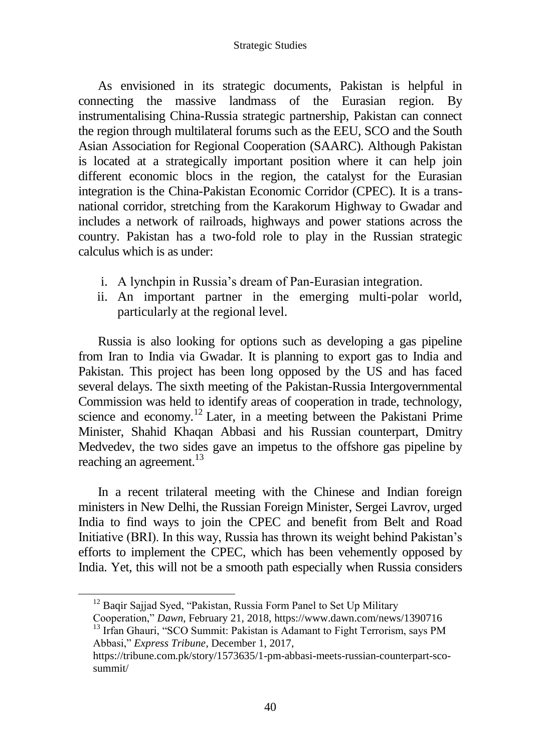As envisioned in its strategic documents, Pakistan is helpful in connecting the massive landmass of the Eurasian region. By instrumentalising China-Russia strategic partnership, Pakistan can connect the region through multilateral forums such as the EEU, SCO and the South Asian Association for Regional Cooperation (SAARC). Although Pakistan is located at a strategically important position where it can help join different economic blocs in the region, the catalyst for the Eurasian integration is the China-Pakistan Economic Corridor (CPEC). It is a trans-national corridor, stretching from the Karakorum Highway to Gwadar and includes a network of railroads, highways and power stations across the country. Pakistan has a two-fold role to play in the Russian strategic calculus which is as under:

i. A lynchpin in Russia's dream of Pan-Eurasian integration.
ii. An important partner in the emerging multi-polar world, particularly at the regional level.

Russia is also looking for options such as developing a gas pipeline from Iran to India via Gwadar. It is planning to export gas to India and Pakistan. This project has been long opposed by the US and has faced several delays. The sixth meeting of the Pakistan-Russia Intergovernmental Commission was held to identify areas of cooperation in trade, technology, science and economy.[12] Later, in a meeting between the Pakistani Prime Minister, Shahid Khaqan Abbasi and his Russian counterpart, Dmitry Medvedev, the two sides gave an impetus to the offshore gas pipeline by reaching an agreement.[13]

In a recent trilateral meeting with the Chinese and Indian foreign ministers in New Delhi, the Russian Foreign Minister, Sergei Lavrov, urged India to find ways to join the CPEC and benefit from Belt and Road Initiative (BRI). In this way, Russia has thrown its weight behind Pakistan's efforts to implement the CPEC, which has been vehemently opposed by India. Yet, this will not be a smooth path especially when Russia considers

---

[12] Baqir Sajjad Syed, "Pakistan, Russia Form Panel to Set Up Military Cooperation," *Dawn*, February 21, 2018, https://www.dawn.com/news/1390716

[13] Irfan Ghauri, "SCO Summit: Pakistan is Adamant to Fight Terrorism, says PM Abbasi," *Express Tribune*, December 1, 2017, https://tribune.com.pk/story/1573635/1-pm-abbasi-meets-russian-counterpart-sco-summit/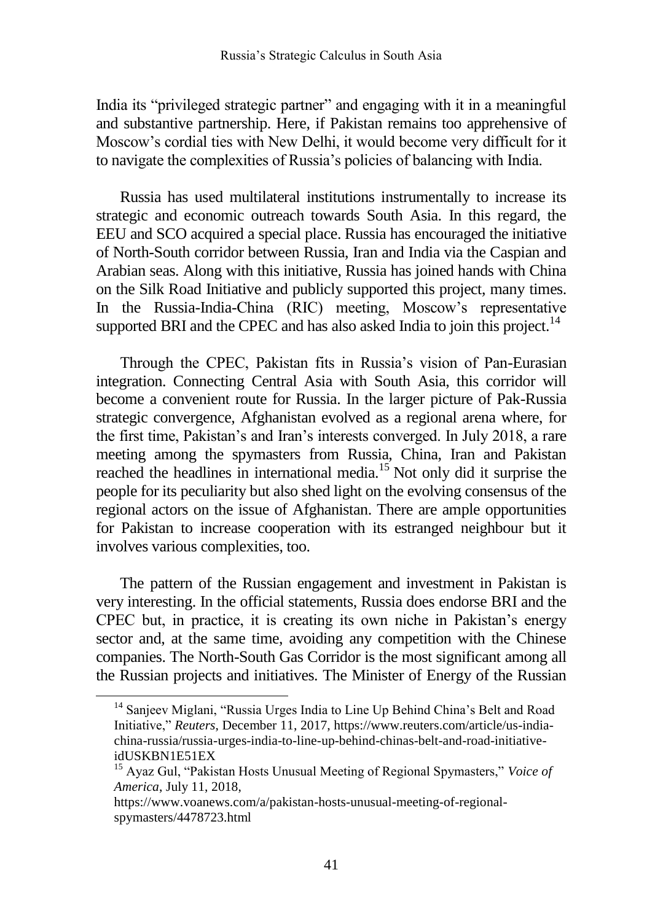India its "privileged strategic partner" and engaging with it in a meaningful and substantive partnership. Here, if Pakistan remains too apprehensive of Moscow's cordial ties with New Delhi, it would become very difficult for it to navigate the complexities of Russia's policies of balancing with India.

Russia has used multilateral institutions instrumentally to increase its strategic and economic outreach towards South Asia. In this regard, the EEU and SCO acquired a special place. Russia has encouraged the initiative of North-South corridor between Russia, Iran and India via the Caspian and Arabian seas. Along with this initiative, Russia has joined hands with China on the Silk Road Initiative and publicly supported this project, many times. In the Russia-India-China (RIC) meeting, Moscow's representative supported BRI and the CPEC and has also asked India to join this project.[14]

Through the CPEC, Pakistan fits in Russia's vision of Pan-Eurasian integration. Connecting Central Asia with South Asia, this corridor will become a convenient route for Russia. In the larger picture of Pak-Russia strategic convergence, Afghanistan evolved as a regional arena where, for the first time, Pakistan's and Iran's interests converged. In July 2018, a rare meeting among the spymasters from Russia, China, Iran and Pakistan reached the headlines in international media.[15] Not only did it surprise the people for its peculiarity but also shed light on the evolving consensus of the regional actors on the issue of Afghanistan. There are ample opportunities for Pakistan to increase cooperation with its estranged neighbour but it involves various complexities, too.

The pattern of the Russian engagement and investment in Pakistan is very interesting. In the official statements, Russia does endorse BRI and the CPEC but, in practice, it is creating its own niche in Pakistan's energy sector and, at the same time, avoiding any competition with the Chinese companies. The North-South Gas Corridor is the most significant among all the Russian projects and initiatives. The Minister of Energy of the Russian

---

[14] Sanjeev Miglani, "Russia Urges India to Line Up Behind China's Belt and Road Initiative," *Reuters*, December 11, 2017, https://www.reuters.com/article/us-india-china-russia/russia-urges-india-to-line-up-behind-chinas-belt-and-road-initiative-idUSKBN1E51EX

[15] Ayaz Gul, "Pakistan Hosts Unusual Meeting of Regional Spymasters," *Voice of America*, July 11, 2018, https://www.voanews.com/a/pakistan-hosts-unusual-meeting-of-regional-spymasters/4478723.html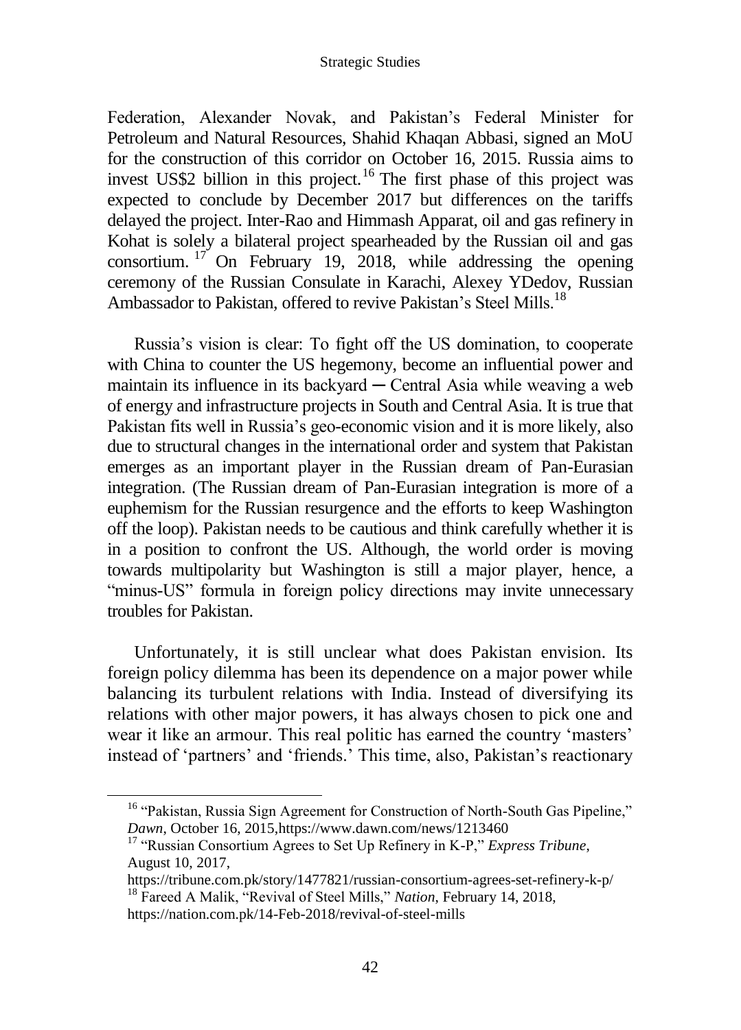Federation, Alexander Novak, and Pakistan's Federal Minister for Petroleum and Natural Resources, Shahid Khaqan Abbasi, signed an MoU for the construction of this corridor on October 16, 2015. Russia aims to invest US$2 billion in this project.[16] The first phase of this project was expected to conclude by December 2017 but differences on the tariffs delayed the project. Inter-Rao and Himmash Apparat, oil and gas refinery in Kohat is solely a bilateral project spearheaded by the Russian oil and gas consortium.[17] On February 19, 2018, while addressing the opening ceremony of the Russian Consulate in Karachi, Alexey YDedov, Russian Ambassador to Pakistan, offered to revive Pakistan's Steel Mills.[18]

Russia's vision is clear: To fight off the US domination, to cooperate with China to counter the US hegemony, become an influential power and maintain its influence in its backyard ─ Central Asia while weaving a web of energy and infrastructure projects in South and Central Asia. It is true that Pakistan fits well in Russia's geo-economic vision and it is more likely, also due to structural changes in the international order and system that Pakistan emerges as an important player in the Russian dream of Pan-Eurasian integration. (The Russian dream of Pan-Eurasian integration is more of a euphemism for the Russian resurgence and the efforts to keep Washington off the loop). Pakistan needs to be cautious and think carefully whether it is in a position to confront the US. Although, the world order is moving towards multipolarity but Washington is still a major player, hence, a "minus-US" formula in foreign policy directions may invite unnecessary troubles for Pakistan.

Unfortunately, it is still unclear what does Pakistan envision. Its foreign policy dilemma has been its dependence on a major power while balancing its turbulent relations with India. Instead of diversifying its relations with other major powers, it has always chosen to pick one and wear it like an armour. This real politic has earned the country 'masters' instead of 'partners' and 'friends.' This time, also, Pakistan's reactionary

---

[16] "Pakistan, Russia Sign Agreement for Construction of North-South Gas Pipeline," *Dawn*, October 16, 2015,https://www.dawn.com/news/1213460

[17] "Russian Consortium Agrees to Set Up Refinery in K-P," *Express Tribune*, August 10, 2017, https://tribune.com.pk/story/1477821/russian-consortium-agrees-set-refinery-k-p/

[18] Fareed A Malik, "Revival of Steel Mills," *Nation*, February 14, 2018, https://nation.com.pk/14-Feb-2018/revival-of-steel-mills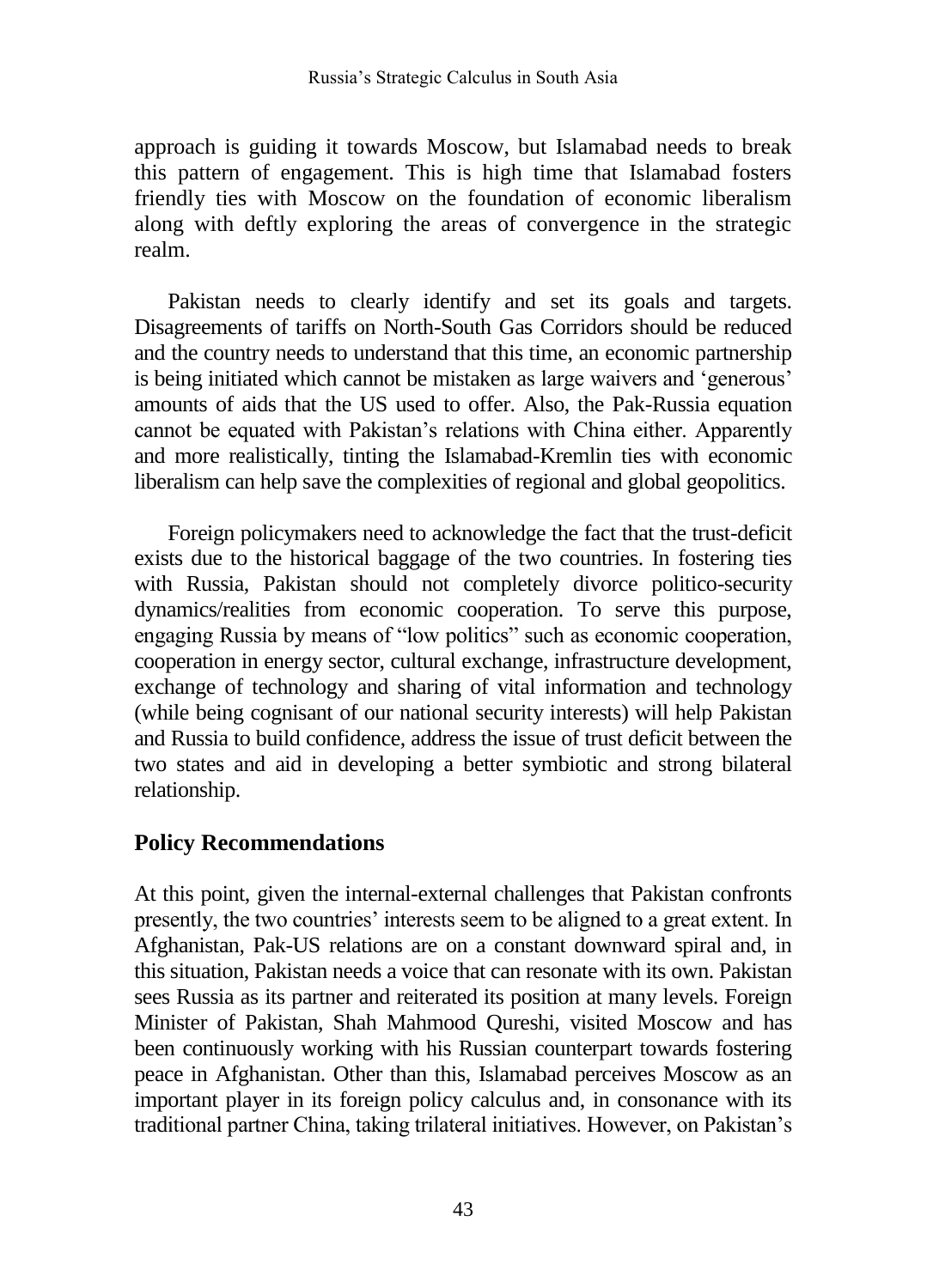approach is guiding it towards Moscow, but Islamabad needs to break this pattern of engagement. This is high time that Islamabad fosters friendly ties with Moscow on the foundation of economic liberalism along with deftly exploring the areas of convergence in the strategic realm.

Pakistan needs to clearly identify and set its goals and targets. Disagreements of tariffs on North-South Gas Corridors should be reduced and the country needs to understand that this time, an economic partnership is being initiated which cannot be mistaken as large waivers and 'generous' amounts of aids that the US used to offer. Also, the Pak-Russia equation cannot be equated with Pakistan's relations with China either. Apparently and more realistically, tinting the Islamabad-Kremlin ties with economic liberalism can help save the complexities of regional and global geopolitics.

Foreign policymakers need to acknowledge the fact that the trust-deficit exists due to the historical baggage of the two countries. In fostering ties with Russia, Pakistan should not completely divorce politico-security dynamics/realities from economic cooperation. To serve this purpose, engaging Russia by means of "low politics" such as economic cooperation, cooperation in energy sector, cultural exchange, infrastructure development, exchange of technology and sharing of vital information and technology (while being cognisant of our national security interests) will help Pakistan and Russia to build confidence, address the issue of trust deficit between the two states and aid in developing a better symbiotic and strong bilateral relationship.

## Policy Recommendations

At this point, given the internal-external challenges that Pakistan confronts presently, the two countries' interests seem to be aligned to a great extent. In Afghanistan, Pak-US relations are on a constant downward spiral and, in this situation, Pakistan needs a voice that can resonate with its own. Pakistan sees Russia as its partner and reiterated its position at many levels. Foreign Minister of Pakistan, Shah Mahmood Qureshi, visited Moscow and has been continuously working with his Russian counterpart towards fostering peace in Afghanistan. Other than this, Islamabad perceives Moscow as an important player in its foreign policy calculus and, in consonance with its traditional partner China, taking trilateral initiatives. However, on Pakistan's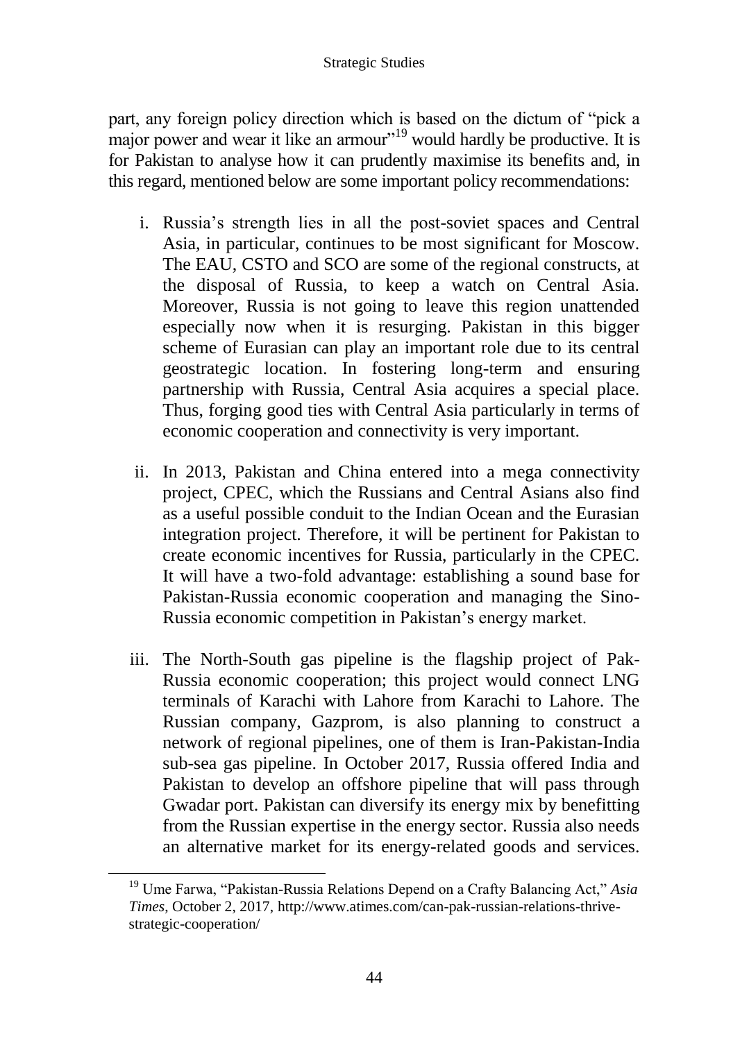part, any foreign policy direction which is based on the dictum of "pick a major power and wear it like an armour"[19] would hardly be productive. It is for Pakistan to analyse how it can prudently maximise its benefits and, in this regard, mentioned below are some important policy recommendations:

i. Russia's strength lies in all the post-soviet spaces and Central Asia, in particular, continues to be most significant for Moscow. The EAU, CSTO and SCO are some of the regional constructs, at the disposal of Russia, to keep a watch on Central Asia. Moreover, Russia is not going to leave this region unattended especially now when it is resurging. Pakistan in this bigger scheme of Eurasian can play an important role due to its central geostrategic location. In fostering long-term and ensuring partnership with Russia, Central Asia acquires a special place. Thus, forging good ties with Central Asia particularly in terms of economic cooperation and connectivity is very important.

ii. In 2013, Pakistan and China entered into a mega connectivity project, CPEC, which the Russians and Central Asians also find as a useful possible conduit to the Indian Ocean and the Eurasian integration project. Therefore, it will be pertinent for Pakistan to create economic incentives for Russia, particularly in the CPEC. It will have a two-fold advantage: establishing a sound base for Pakistan-Russia economic cooperation and managing the Sino-Russia economic competition in Pakistan's energy market.

iii. The North-South gas pipeline is the flagship project of Pak-Russia economic cooperation; this project would connect LNG terminals of Karachi with Lahore from Karachi to Lahore. The Russian company, Gazprom, is also planning to construct a network of regional pipelines, one of them is Iran-Pakistan-India sub-sea gas pipeline. In October 2017, Russia offered India and Pakistan to develop an offshore pipeline that will pass through Gwadar port. Pakistan can diversify its energy mix by benefitting from the Russian expertise in the energy sector. Russia also needs an alternative market for its energy-related goods and services.

[19] Ume Farwa, "Pakistan-Russia Relations Depend on a Crafty Balancing Act," *Asia Times*, October 2, 2017, http://www.atimes.com/can-pak-russian-relations-thrive-strategic-cooperation/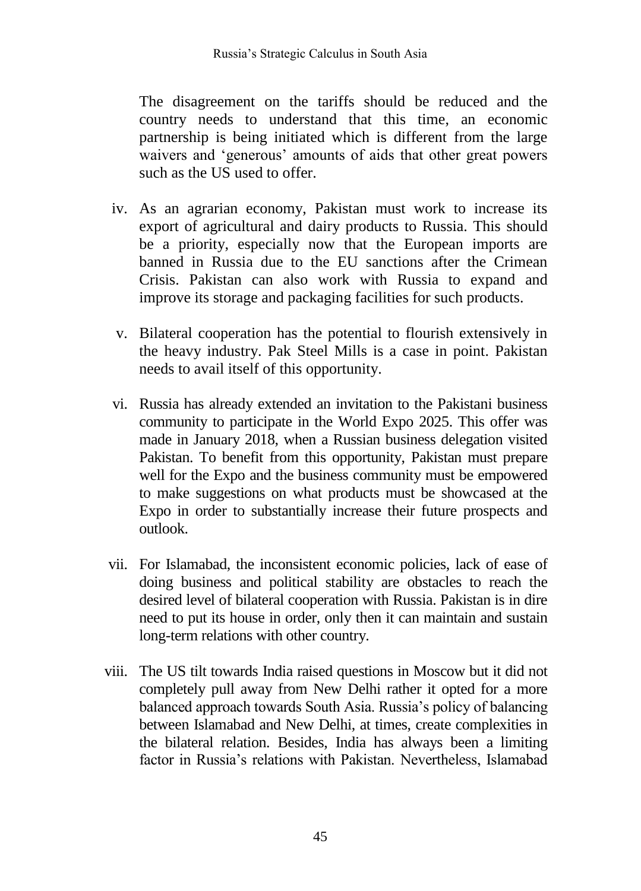The disagreement on the tariffs should be reduced and the country needs to understand that this time, an economic partnership is being initiated which is different from the large waivers and 'generous' amounts of aids that other great powers such as the US used to offer.

iv. As an agrarian economy, Pakistan must work to increase its export of agricultural and dairy products to Russia. This should be a priority, especially now that the European imports are banned in Russia due to the EU sanctions after the Crimean Crisis. Pakistan can also work with Russia to expand and improve its storage and packaging facilities for such products.

v. Bilateral cooperation has the potential to flourish extensively in the heavy industry. Pak Steel Mills is a case in point. Pakistan needs to avail itself of this opportunity.

vi. Russia has already extended an invitation to the Pakistani business community to participate in the World Expo 2025. This offer was made in January 2018, when a Russian business delegation visited Pakistan. To benefit from this opportunity, Pakistan must prepare well for the Expo and the business community must be empowered to make suggestions on what products must be showcased at the Expo in order to substantially increase their future prospects and outlook.

vii. For Islamabad, the inconsistent economic policies, lack of ease of doing business and political stability are obstacles to reach the desired level of bilateral cooperation with Russia. Pakistan is in dire need to put its house in order, only then it can maintain and sustain long-term relations with other country.

viii. The US tilt towards India raised questions in Moscow but it did not completely pull away from New Delhi rather it opted for a more balanced approach towards South Asia. Russia's policy of balancing between Islamabad and New Delhi, at times, create complexities in the bilateral relation. Besides, India has always been a limiting factor in Russia's relations with Pakistan. Nevertheless, Islamabad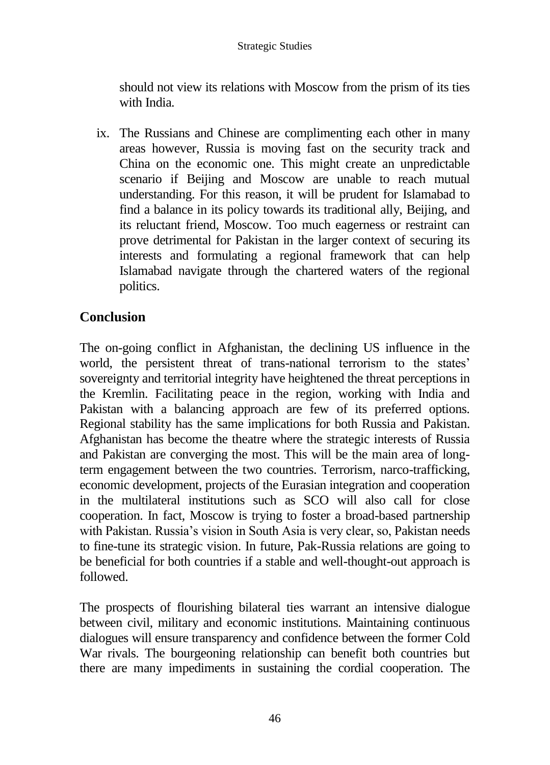should not view its relations with Moscow from the prism of its ties with India.

ix. The Russians and Chinese are complimenting each other in many areas however, Russia is moving fast on the security track and China on the economic one. This might create an unpredictable scenario if Beijing and Moscow are unable to reach mutual understanding. For this reason, it will be prudent for Islamabad to find a balance in its policy towards its traditional ally, Beijing, and its reluctant friend, Moscow. Too much eagerness or restraint can prove detrimental for Pakistan in the larger context of securing its interests and formulating a regional framework that can help Islamabad navigate through the chartered waters of the regional politics.

## Conclusion

The on-going conflict in Afghanistan, the declining US influence in the world, the persistent threat of trans-national terrorism to the states' sovereignty and territorial integrity have heightened the threat perceptions in the Kremlin. Facilitating peace in the region, working with India and Pakistan with a balancing approach are few of its preferred options. Regional stability has the same implications for both Russia and Pakistan. Afghanistan has become the theatre where the strategic interests of Russia and Pakistan are converging the most. This will be the main area of long-term engagement between the two countries. Terrorism, narco-trafficking, economic development, projects of the Eurasian integration and cooperation in the multilateral institutions such as SCO will also call for close cooperation. In fact, Moscow is trying to foster a broad-based partnership with Pakistan. Russia's vision in South Asia is very clear, so, Pakistan needs to fine-tune its strategic vision. In future, Pak-Russia relations are going to be beneficial for both countries if a stable and well-thought-out approach is followed.

The prospects of flourishing bilateral ties warrant an intensive dialogue between civil, military and economic institutions. Maintaining continuous dialogues will ensure transparency and confidence between the former Cold War rivals. The bourgeoning relationship can benefit both countries but there are many impediments in sustaining the cordial cooperation. The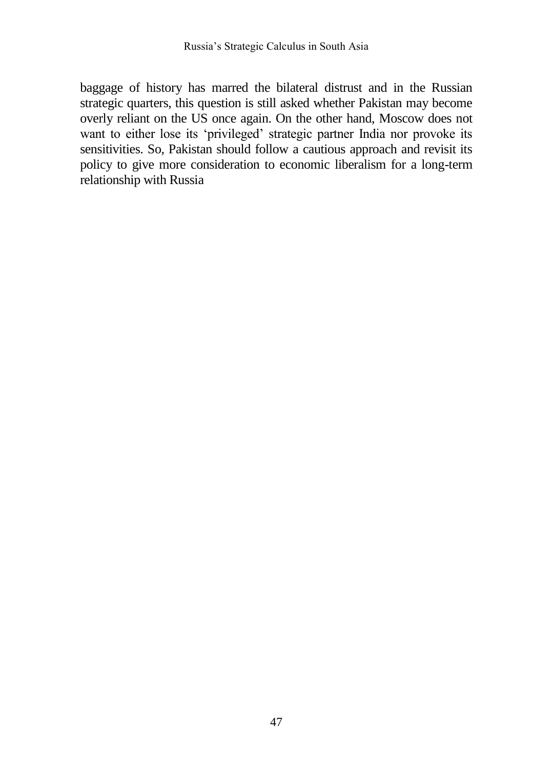baggage of history has marred the bilateral distrust and in the Russian strategic quarters, this question is still asked whether Pakistan may become overly reliant on the US once again. On the other hand, Moscow does not want to either lose its ‘privileged’ strategic partner India nor provoke its sensitivities. So, Pakistan should follow a cautious approach and revisit its policy to give more consideration to economic liberalism for a long-term relationship with Russia